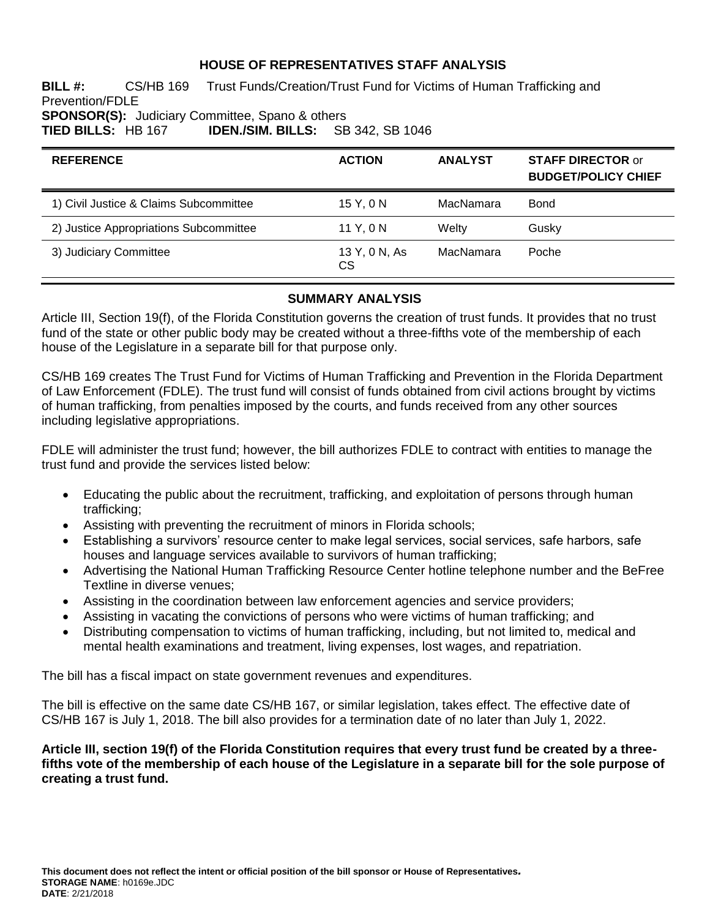# HOUSE OF REPRESENTATIVES STAFF ANALYSIS

**BILL #:** CS/HB 169 Trust Funds/Creation/Trust Fund for Victims of Human Trafficking and Prevention/FDLE
**SPONSOR(S):** Judiciary Committee, Spano & others
**TIED BILLS:** HB 167 **IDEN./SIM. BILLS:** SB 342, SB 1046

| REFERENCE | ACTION | ANALYST | STAFF DIRECTOR or BUDGET/POLICY CHIEF |
|---|---|---|---|
| 1) Civil Justice & Claims Subcommittee | 15 Y, 0 N | MacNamara | Bond |
| 2) Justice Appropriations Subcommittee | 11 Y, 0 N | Welty | Gusky |
| 3) Judiciary Committee | 13 Y, 0 N, As CS | MacNamara | Poche |

## SUMMARY ANALYSIS

Article III, Section 19(f), of the Florida Constitution governs the creation of trust funds. It provides that no trust fund of the state or other public body may be created without a three-fifths vote of the membership of each house of the Legislature in a separate bill for that purpose only.

CS/HB 169 creates The Trust Fund for Victims of Human Trafficking and Prevention in the Florida Department of Law Enforcement (FDLE). The trust fund will consist of funds obtained from civil actions brought by victims of human trafficking, from penalties imposed by the courts, and funds received from any other sources including legislative appropriations.

FDLE will administer the trust fund; however, the bill authorizes FDLE to contract with entities to manage the trust fund and provide the services listed below:

- Educating the public about the recruitment, trafficking, and exploitation of persons through human trafficking;
- Assisting with preventing the recruitment of minors in Florida schools;
- Establishing a survivors' resource center to make legal services, social services, safe harbors, safe houses and language services available to survivors of human trafficking;
- Advertising the National Human Trafficking Resource Center hotline telephone number and the BeFree Textline in diverse venues;
- Assisting in the coordination between law enforcement agencies and service providers;
- Assisting in vacating the convictions of persons who were victims of human trafficking; and
- Distributing compensation to victims of human trafficking, including, but not limited to, medical and mental health examinations and treatment, living expenses, lost wages, and repatriation.

The bill has a fiscal impact on state government revenues and expenditures.

The bill is effective on the same date CS/HB 167, or similar legislation, takes effect. The effective date of CS/HB 167 is July 1, 2018. The bill also provides for a termination date of no later than July 1, 2022.

**Article III, section 19(f) of the Florida Constitution requires that every trust fund be created by a three-fifths vote of the membership of each house of the Legislature in a separate bill for the sole purpose of creating a trust fund.**

**This document does not reflect the intent or official position of the bill sponsor or House of Representatives.**
**STORAGE NAME**: h0169e.JDC
**DATE**: 2/21/2018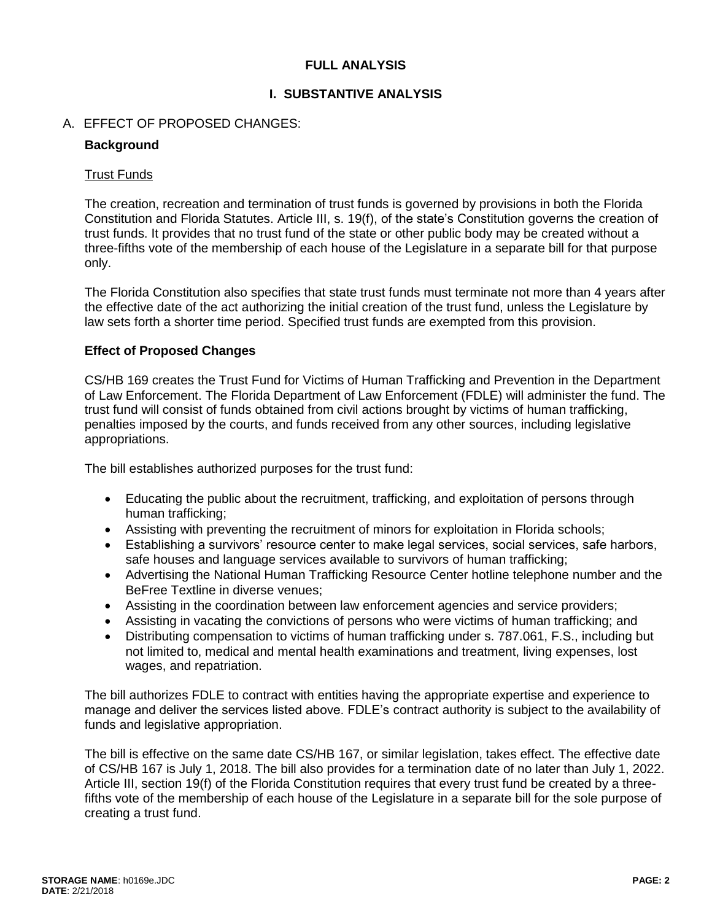## FULL ANALYSIS

## I. SUBSTANTIVE ANALYSIS

### A. EFFECT OF PROPOSED CHANGES:

**Background**

Trust Funds

The creation, recreation and termination of trust funds is governed by provisions in both the Florida Constitution and Florida Statutes. Article III, s. 19(f), of the state's Constitution governs the creation of trust funds. It provides that no trust fund of the state or other public body may be created without a three-fifths vote of the membership of each house of the Legislature in a separate bill for that purpose only.

The Florida Constitution also specifies that state trust funds must terminate not more than 4 years after the effective date of the act authorizing the initial creation of the trust fund, unless the Legislature by law sets forth a shorter time period. Specified trust funds are exempted from this provision.

**Effect of Proposed Changes**

CS/HB 169 creates the Trust Fund for Victims of Human Trafficking and Prevention in the Department of Law Enforcement. The Florida Department of Law Enforcement (FDLE) will administer the fund. The trust fund will consist of funds obtained from civil actions brought by victims of human trafficking, penalties imposed by the courts, and funds received from any other sources, including legislative appropriations.

The bill establishes authorized purposes for the trust fund:

- Educating the public about the recruitment, trafficking, and exploitation of persons through human trafficking;
- Assisting with preventing the recruitment of minors for exploitation in Florida schools;
- Establishing a survivors' resource center to make legal services, social services, safe harbors, safe houses and language services available to survivors of human trafficking;
- Advertising the National Human Trafficking Resource Center hotline telephone number and the BeFree Textline in diverse venues;
- Assisting in the coordination between law enforcement agencies and service providers;
- Assisting in vacating the convictions of persons who were victims of human trafficking; and
- Distributing compensation to victims of human trafficking under s. 787.061, F.S., including but not limited to, medical and mental health examinations and treatment, living expenses, lost wages, and repatriation.

The bill authorizes FDLE to contract with entities having the appropriate expertise and experience to manage and deliver the services listed above. FDLE's contract authority is subject to the availability of funds and legislative appropriation.

The bill is effective on the same date CS/HB 167, or similar legislation, takes effect. The effective date of CS/HB 167 is July 1, 2018. The bill also provides for a termination date of no later than July 1, 2022. Article III, section 19(f) of the Florida Constitution requires that every trust fund be created by a three-fifths vote of the membership of each house of the Legislature in a separate bill for the sole purpose of creating a trust fund.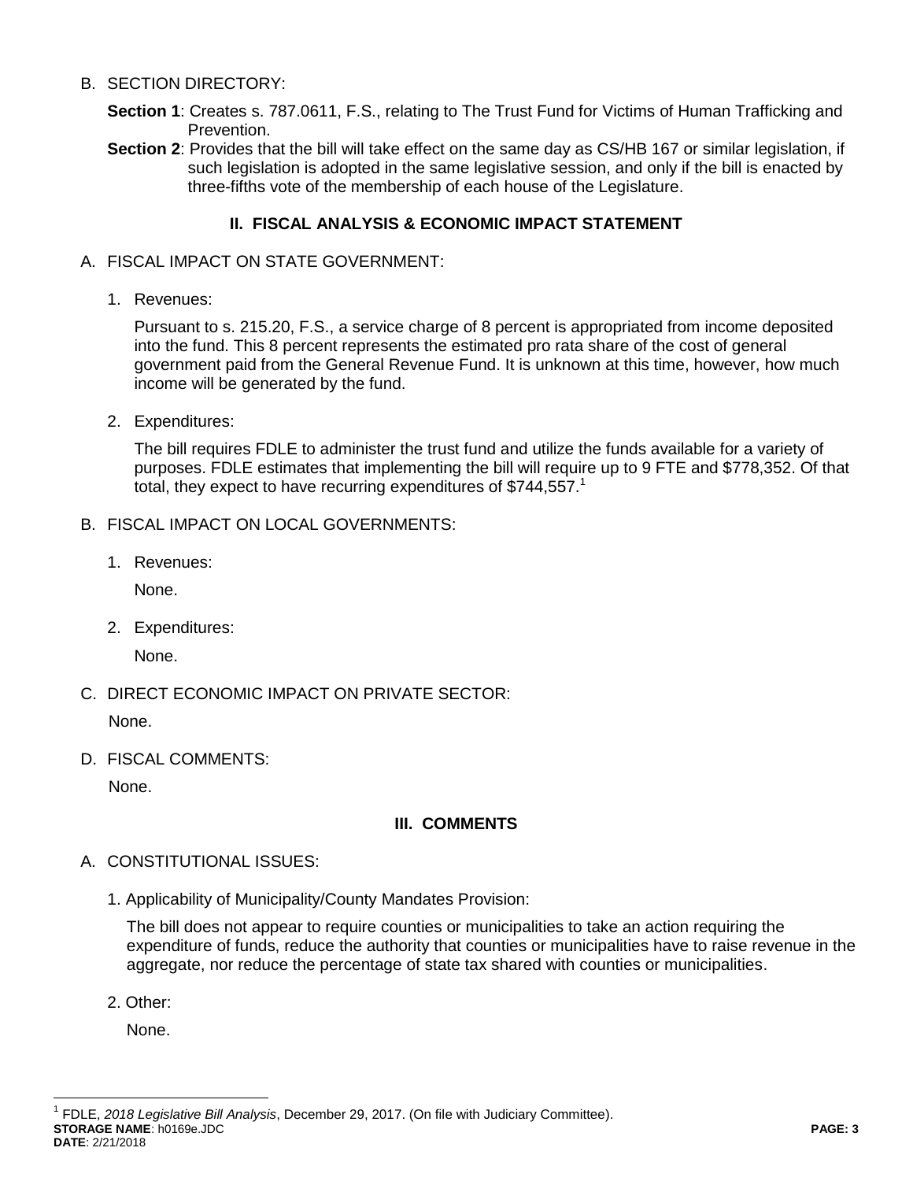B. SECTION DIRECTORY:

**Section 1**: Creates s. 787.0611, F.S., relating to The Trust Fund for Victims of Human Trafficking and Prevention.

**Section 2**: Provides that the bill will take effect on the same day as CS/HB 167 or similar legislation, if such legislation is adopted in the same legislative session, and only if the bill is enacted by three-fifths vote of the membership of each house of the Legislature.

## II. FISCAL ANALYSIS & ECONOMIC IMPACT STATEMENT

A. FISCAL IMPACT ON STATE GOVERNMENT:

1. Revenues:

   Pursuant to s. 215.20, F.S., a service charge of 8 percent is appropriated from income deposited into the fund. This 8 percent represents the estimated pro rata share of the cost of general government paid from the General Revenue Fund. It is unknown at this time, however, how much income will be generated by the fund.

2. Expenditures:

   The bill requires FDLE to administer the trust fund and utilize the funds available for a variety of purposes. FDLE estimates that implementing the bill will require up to 9 FTE and $778,352. Of that total, they expect to have recurring expenditures of $744,557.[1]

B. FISCAL IMPACT ON LOCAL GOVERNMENTS:

1. Revenues:

   None.

2. Expenditures:

   None.

C. DIRECT ECONOMIC IMPACT ON PRIVATE SECTOR:

   None.

D. FISCAL COMMENTS:

   None.

## III. COMMENTS

A. CONSTITUTIONAL ISSUES:

1. Applicability of Municipality/County Mandates Provision:

   The bill does not appear to require counties or municipalities to take an action requiring the expenditure of funds, reduce the authority that counties or municipalities have to raise revenue in the aggregate, nor reduce the percentage of state tax shared with counties or municipalities.

2. Other:

   None.

---

[1] FDLE, *2018 Legislative Bill Analysis*, December 29, 2017. (On file with Judiciary Committee).

**STORAGE NAME**: h0169e.JDC
**DATE**: 2/21/2018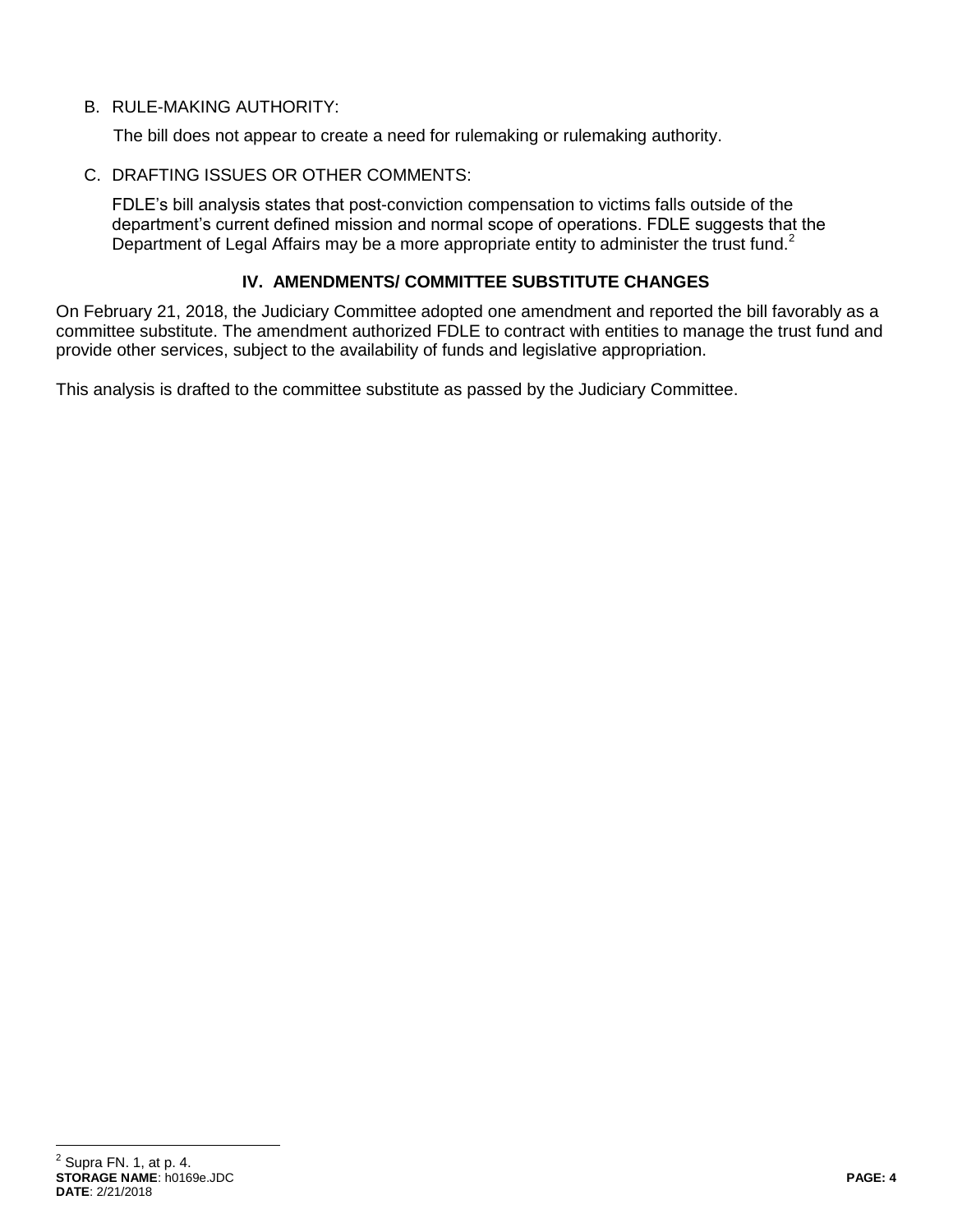B. RULE-MAKING AUTHORITY:

The bill does not appear to create a need for rulemaking or rulemaking authority.

C. DRAFTING ISSUES OR OTHER COMMENTS:

FDLE's bill analysis states that post-conviction compensation to victims falls outside of the department's current defined mission and normal scope of operations. FDLE suggests that the Department of Legal Affairs may be a more appropriate entity to administer the trust fund.[2]

## IV. AMENDMENTS/ COMMITTEE SUBSTITUTE CHANGES

On February 21, 2018, the Judiciary Committee adopted one amendment and reported the bill favorably as a committee substitute. The amendment authorized FDLE to contract with entities to manage the trust fund and provide other services, subject to the availability of funds and legislative appropriation.

This analysis is drafted to the committee substitute as passed by the Judiciary Committee.

[2] Supra FN. 1, at p. 4.